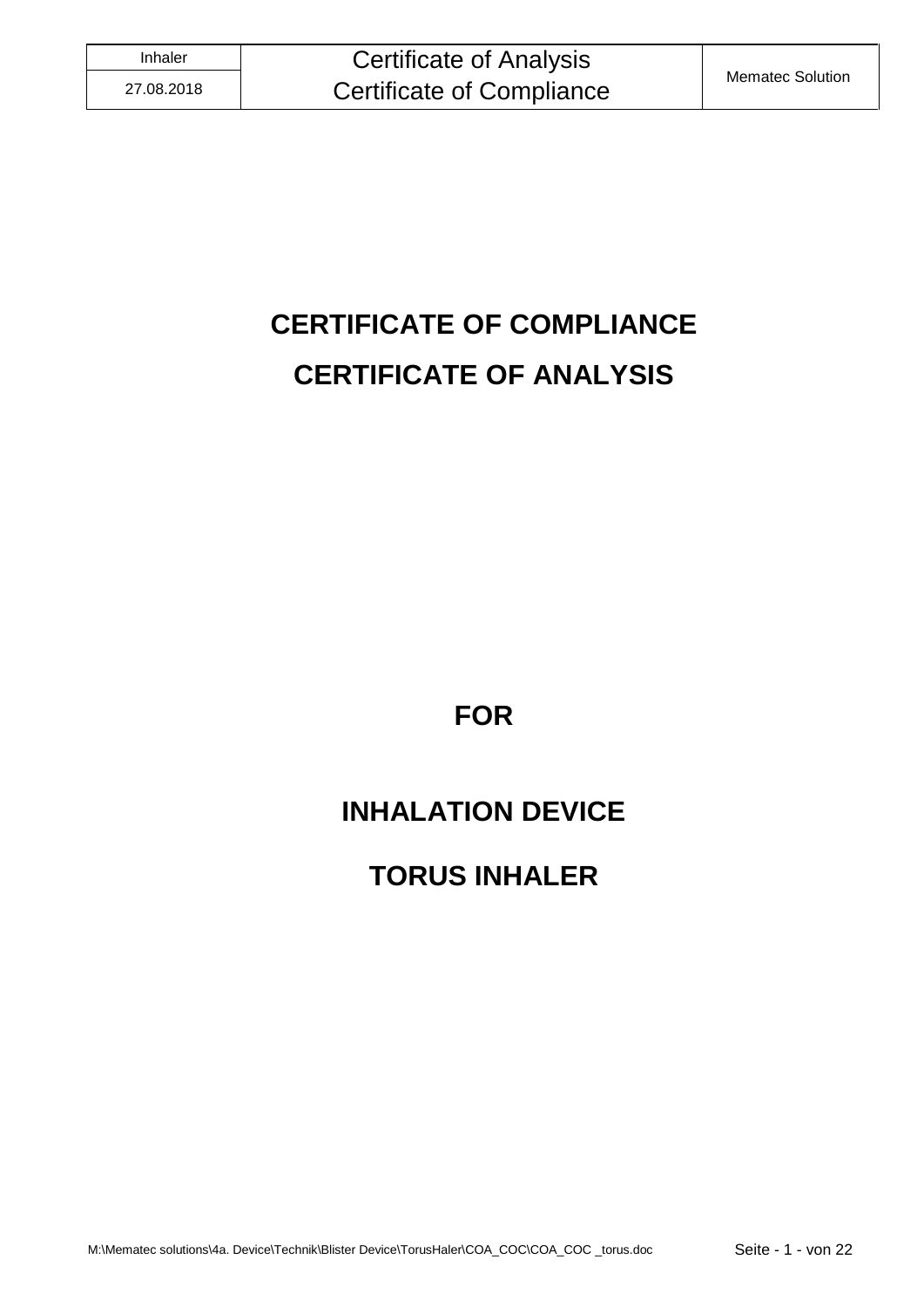# CERTIFICATE OF COMPLIANCE

# CERTIFICATE OF ANALYSIS

## FOR

## INHALATION DEVICE

## TORUS INHALER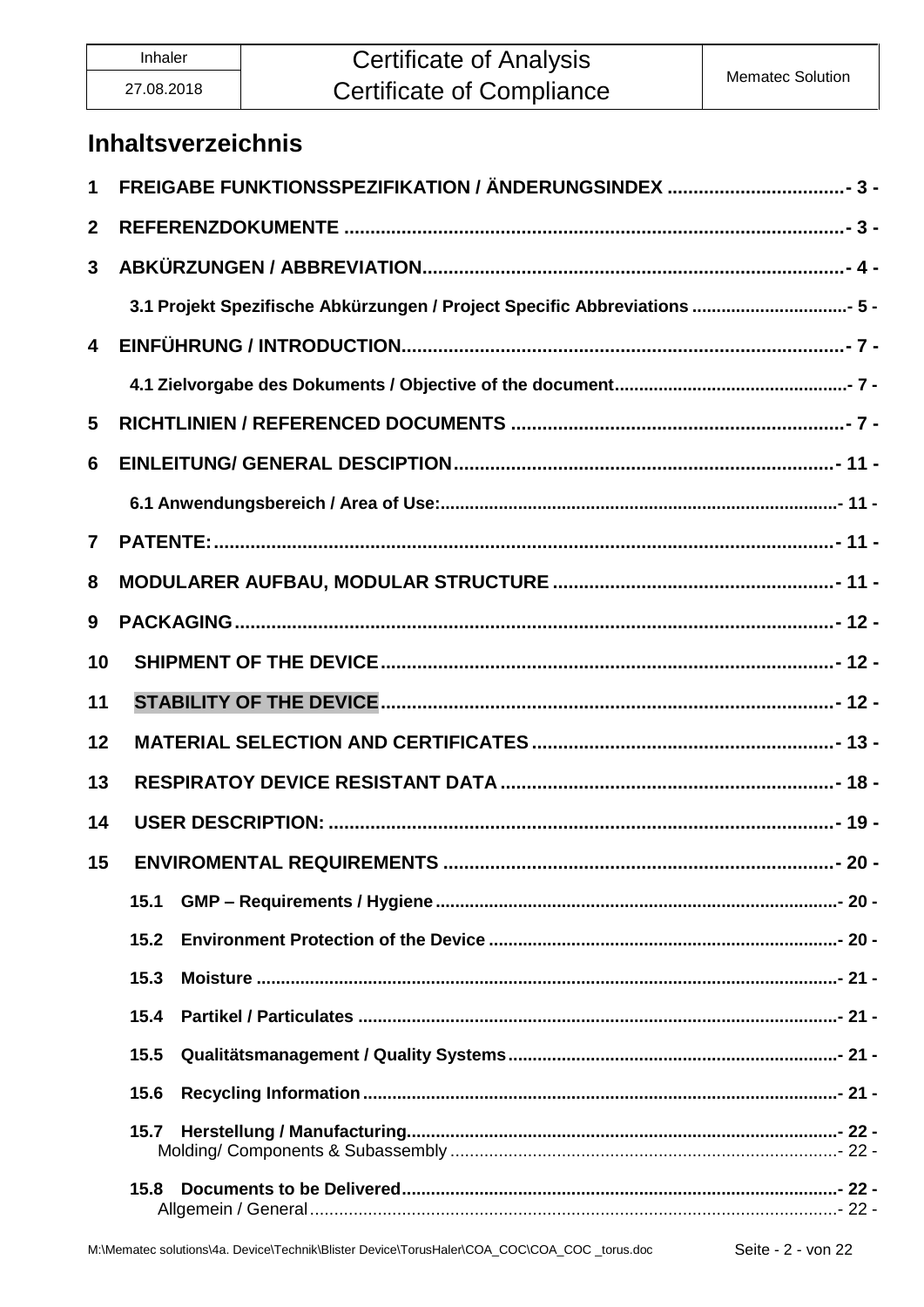# Inhaltsverzeichnis

1 FREIGABE FUNKTIONSSPEZIFIKATION / ÄNDERUNGSINDEX .................................. - 3 -

2 REFERENZDOKUMENTE ................................................................................ - 3 -

3 ABKÜRZUNGEN / ABBREVIATION................................................................ - 4 -

3.1 Projekt Spezifische Abkürzungen / Project Specific Abbreviations ............................... - 5 -

4 EINFÜHRUNG / INTRODUCTION.................................................................... - 7 -

4.1 Zielvorgabe des Dokuments / Objective of the document................................................ - 7 -

5 RICHTLINIEN / REFERENCED DOCUMENTS ................................................ - 7 -

6 EINLEITUNG/ GENERAL DESCIPTION.......................................................... - 11 -

6.1 Anwendungsbereich / Area of Use:.............................................................................. - 11 -

7 PATENTE:........................................................................................................ - 11 -

8 MODULARER AUFBAU, MODULAR STRUCTURE ...................................... - 11 -

9 PACKAGING.................................................................................................... - 12 -

10 SHIPMENT OF THE DEVICE ....................................................................... - 12 -

11 STABILITY OF THE DEVICE........................................................................ - 12 -

12 MATERIAL SELECTION AND CERTIFICATES ........................................... - 13 -

13 RESPIRATOY DEVICE RESISTANT DATA ................................................ - 18 -

14 USER DESCRIPTION: .................................................................................. - 19 -

15 ENVIROMENTAL REQUIREMENTS ............................................................ - 20 -

15.1 GMP – Requirements / Hygiene.............................................................................. - 20 -

15.2 Environment Protection of the Device .................................................................... - 20 -

15.3 Moisture ................................................................................................................. - 21 -

15.4 Partikel / Particulates ............................................................................................. - 21 -

15.5 Qualitätsmanagement / Quality Systems................................................................ - 21 -

15.6 Recycling Information ............................................................................................. - 21 -

15.7 Herstellung / Manufacturing.................................................................................... - 22 -
Molding/ Components & Subassembly ............................................................................ - 22 -

15.8 Documents to be Delivered..................................................................................... - 22 -
Allgemein / General......................................................................................................... - 22 -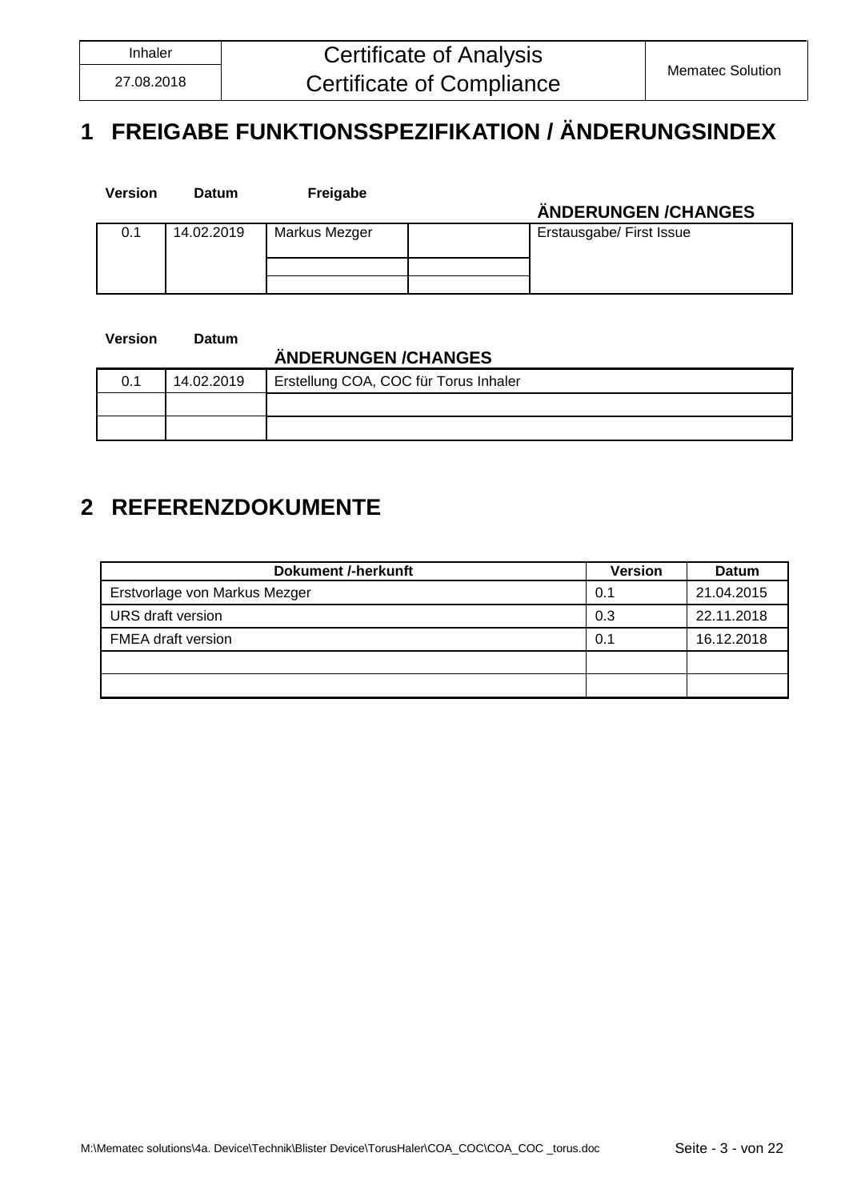# 1 FREIGABE FUNKTIONSSPEZIFIKATION / ÄNDERUNGSINDEX

| Version | Datum | Freigabe | | ÄNDERUNGEN /CHANGES |
|---|---|---|---|---|
| 0.1 | 14.02.2019 | Markus Mezger | | Erstausgabe/ First Issue |
| | | | | |
| | | | | |

| Version | Datum | ÄNDERUNGEN /CHANGES |
|---|---|---|
| 0.1 | 14.02.2019 | Erstellung COA, COC für Torus Inhaler |
| | | |
| | | |

# 2 REFERENZDOKUMENTE

| Dokument /-herkunft | Version | Datum |
|---|---|---|
| Erstvorlage von Markus Mezger | 0.1 | 21.04.2015 |
| URS draft version | 0.3 | 22.11.2018 |
| FMEA draft version | 0.1 | 16.12.2018 |
| | | |
| | | |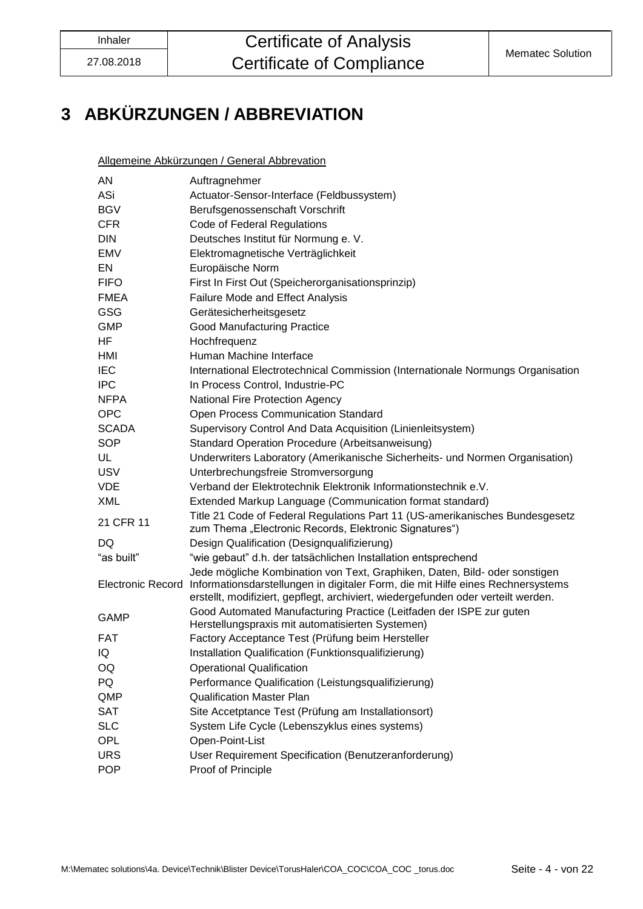# 3 ABKÜRZUNGEN / ABBREVIATION

Allgemeine Abkürzungen / General Abbrevation

| | |
|---|---|
| AN | Auftragnehmer |
| ASi | Actuator-Sensor-Interface (Feldbussystem) |
| BGV | Berufsgenossenschaft Vorschrift |
| CFR | Code of Federal Regulations |
| DIN | Deutsches Institut für Normung e. V. |
| EMV | Elektromagnetische Verträglichkeit |
| EN | Europäische Norm |
| FIFO | First In First Out (Speicherorganisationsprinzip) |
| FMEA | Failure Mode and Effect Analysis |
| GSG | Gerätesicherheitsgesetz |
| GMP | Good Manufacturing Practice |
| HF | Hochfrequenz |
| HMI | Human Machine Interface |
| IEC | International Electrotechnical Commission (Internationale Normungs Organisation |
| IPC | In Process Control, Industrie-PC |
| NFPA | National Fire Protection Agency |
| OPC | Open Process Communication Standard |
| SCADA | Supervisory Control And Data Acquisition (Linienleitsystem) |
| SOP | Standard Operation Procedure (Arbeitsanweisung) |
| UL | Underwriters Laboratory (Amerikanische Sicherheits- und Normen Organisation) |
| USV | Unterbrechungsfreie Stromversorgung |
| VDE | Verband der Elektrotechnik Elektronik Informationstechnik e.V. |
| XML | Extended Markup Language (Communication format standard) |
| 21 CFR 11 | Title 21 Code of Federal Regulations Part 11 (US-amerikanisches Bundesgesetz zum Thema „Electronic Records, Elektronic Signatures“) |
| DQ | Design Qualification (Designqualifizierung) |
| “as built” | “wie gebaut” d.h. der tatsächlichen Installation entsprechend |
| Electronic Record | Jede mögliche Kombination von Text, Graphiken, Daten, Bild- oder sonstigen Informationsdarstellungen in digitaler Form, die mit Hilfe eines Rechnersystems erstellt, modifiziert, gepflegt, archiviert, wiedergefunden oder verteilt werden. |
| GAMP | Good Automated Manufacturing Practice (Leitfaden der ISPE zur guten Herstellungspraxis mit automatisierten Systemen) |
| FAT | Factory Acceptance Test (Prüfung beim Hersteller |
| IQ | Installation Qualification (Funktionsqualifizierung) |
| OQ | Operational Qualification |
| PQ | Performance Qualification (Leistungsqualifizierung) |
| QMP | Qualification Master Plan |
| SAT | Site Accetptance Test (Prüfung am Installationsort) |
| SLC | System Life Cycle (Lebenszyklus eines systems) |
| OPL | Open-Point-List |
| URS | User Requirement Specification (Benutzeranforderung) |
| POP | Proof of Principle |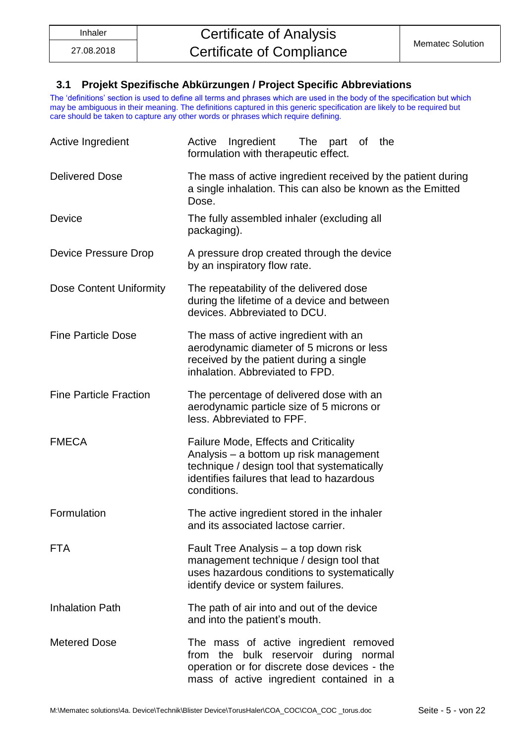### 3.1 Projekt Spezifische Abkürzungen / Project Specific Abbreviations

The 'definitions' section is used to define all terms and phrases which are used in the body of the specification but which may be ambiguous in their meaning. The definitions captured in this generic specification are likely to be required but care should be taken to capture any other words or phrases which require defining.

| Term | Definition |
|---|---|
| Active Ingredient | Active Ingredient The part of the formulation with therapeutic effect. |
| Delivered Dose | The mass of active ingredient received by the patient during a single inhalation. This can also be known as the Emitted Dose. |
| Device | The fully assembled inhaler (excluding all packaging). |
| Device Pressure Drop | A pressure drop created through the device by an inspiratory flow rate. |
| Dose Content Uniformity | The repeatability of the delivered dose during the lifetime of a device and between devices. Abbreviated to DCU. |
| Fine Particle Dose | The mass of active ingredient with an aerodynamic diameter of 5 microns or less received by the patient during a single inhalation. Abbreviated to FPD. |
| Fine Particle Fraction | The percentage of delivered dose with an aerodynamic particle size of 5 microns or less. Abbreviated to FPF. |
| FMECA | Failure Mode, Effects and Criticality Analysis – a bottom up risk management technique / design tool that systematically identifies failures that lead to hazardous conditions. |
| Formulation | The active ingredient stored in the inhaler and its associated lactose carrier. |
| FTA | Fault Tree Analysis – a top down risk management technique / design tool that uses hazardous conditions to systematically identify device or system failures. |
| Inhalation Path | The path of air into and out of the device and into the patient's mouth. |
| Metered Dose | The mass of active ingredient removed from the bulk reservoir during normal operation or for discrete dose devices - the mass of active ingredient contained in a |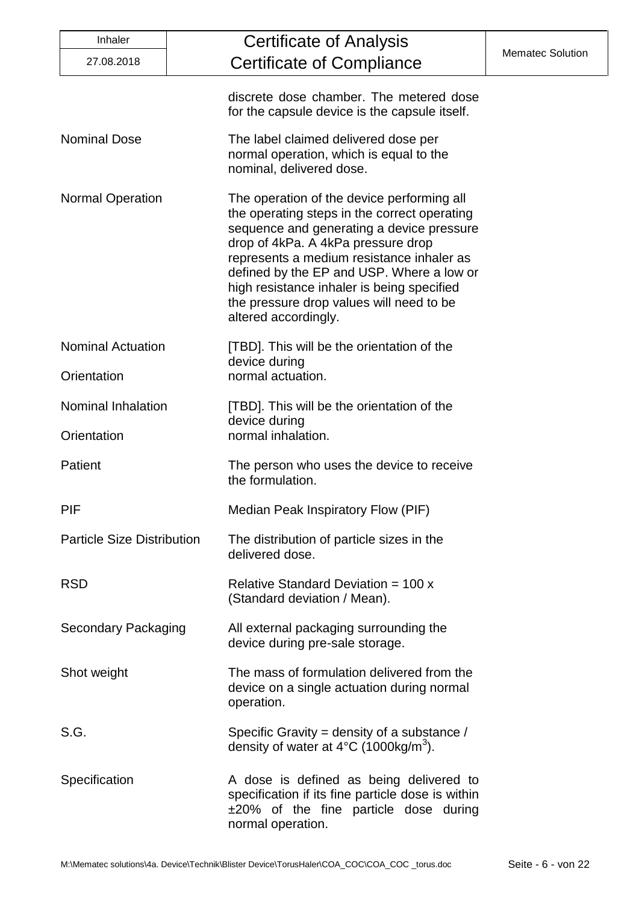| | |
|---|---|
| | discrete dose chamber. The metered dose for the capsule device is the capsule itself. |
| Nominal Dose | The label claimed delivered dose per normal operation, which is equal to the nominal, delivered dose. |
| Normal Operation | The operation of the device performing all the operating steps in the correct operating sequence and generating a device pressure drop of 4kPa. A 4kPa pressure drop represents a medium resistance inhaler as defined by the EP and USP. Where a low or high resistance inhaler is being specified the pressure drop values will need to be altered accordingly. |
| Nominal Actuation Orientation | [TBD]. This will be the orientation of the device during normal actuation. |
| Nominal Inhalation Orientation | [TBD]. This will be the orientation of the device during normal inhalation. |
| Patient | The person who uses the device to receive the formulation. |
| PIF | Median Peak Inspiratory Flow (PIF) |
| Particle Size Distribution | The distribution of particle sizes in the delivered dose. |
| RSD | Relative Standard Deviation = 100 x (Standard deviation / Mean). |
| Secondary Packaging | All external packaging surrounding the device during pre-sale storage. |
| Shot weight | The mass of formulation delivered from the device on a single actuation during normal operation. |
| S.G. | Specific Gravity = density of a substance / density of water at 4°C (1000kg/$m^3$). |
| Specification | A dose is defined as being delivered to specification if its fine particle dose is within ±20% of the fine particle dose during normal operation. |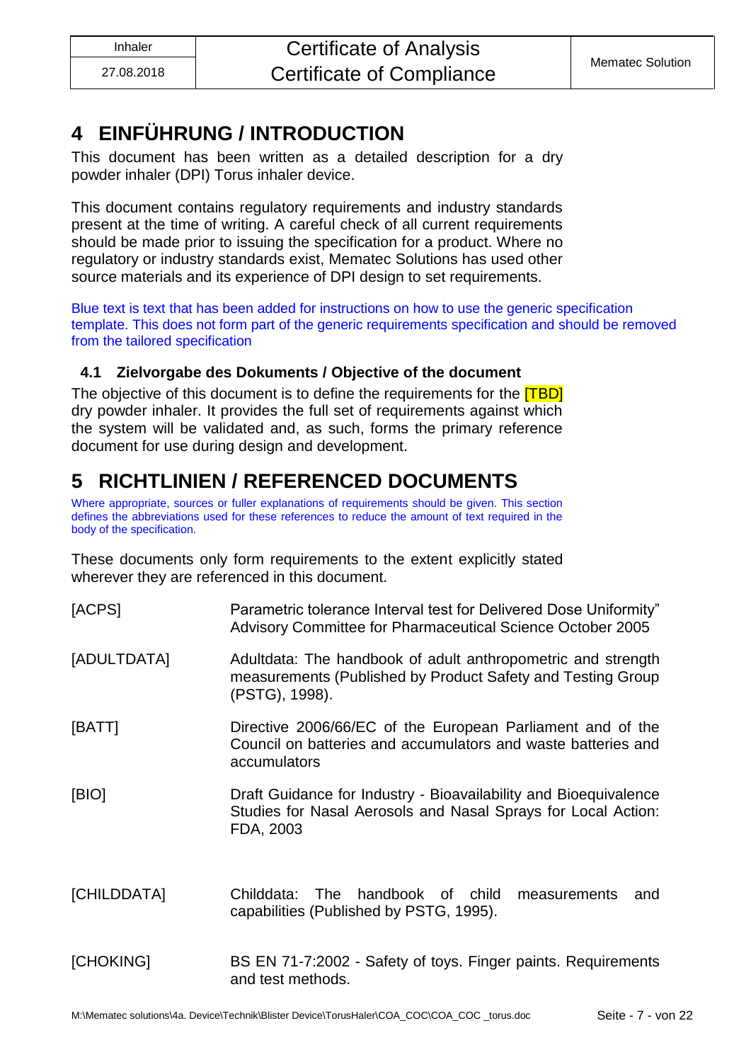# 4 EINFÜHRUNG / INTRODUCTION

This document has been written as a detailed description for a dry powder inhaler (DPI) Torus inhaler device.

This document contains regulatory requirements and industry standards present at the time of writing. A careful check of all current requirements should be made prior to issuing the specification for a product. Where no regulatory or industry standards exist, Mematec Solutions has used other source materials and its experience of DPI design to set requirements.

Blue text is text that has been added for instructions on how to use the generic specification template. This does not form part of the generic requirements specification and should be removed from the tailored specification

## 4.1 Zielvorgabe des Dokuments / Objective of the document

The objective of this document is to define the requirements for the [TBD] dry powder inhaler. It provides the full set of requirements against which the system will be validated and, as such, forms the primary reference document for use during design and development.

# 5 RICHTLINIEN / REFERENCED DOCUMENTS

Where appropriate, sources or fuller explanations of requirements should be given. This section defines the abbreviations used for these references to reduce the amount of text required in the body of the specification.

These documents only form requirements to the extent explicitly stated wherever they are referenced in this document.

| | |
|---|---|
| [ACPS] | Parametric tolerance Interval test for Delivered Dose Uniformity" Advisory Committee for Pharmaceutical Science October 2005 |
| [ADULTDATA] | Adultdata: The handbook of adult anthropometric and strength measurements (Published by Product Safety and Testing Group (PSTG), 1998). |
| [BATT] | Directive 2006/66/EC of the European Parliament and of the Council on batteries and accumulators and waste batteries and accumulators |
| [BIO] | Draft Guidance for Industry - Bioavailability and Bioequivalence Studies for Nasal Aerosols and Nasal Sprays for Local Action: FDA, 2003 |
| [CHILDDATA] | Childdata: The handbook of child measurements and capabilities (Published by PSTG, 1995). |
| [CHOKING] | BS EN 71-7:2002 - Safety of toys. Finger paints. Requirements and test methods. |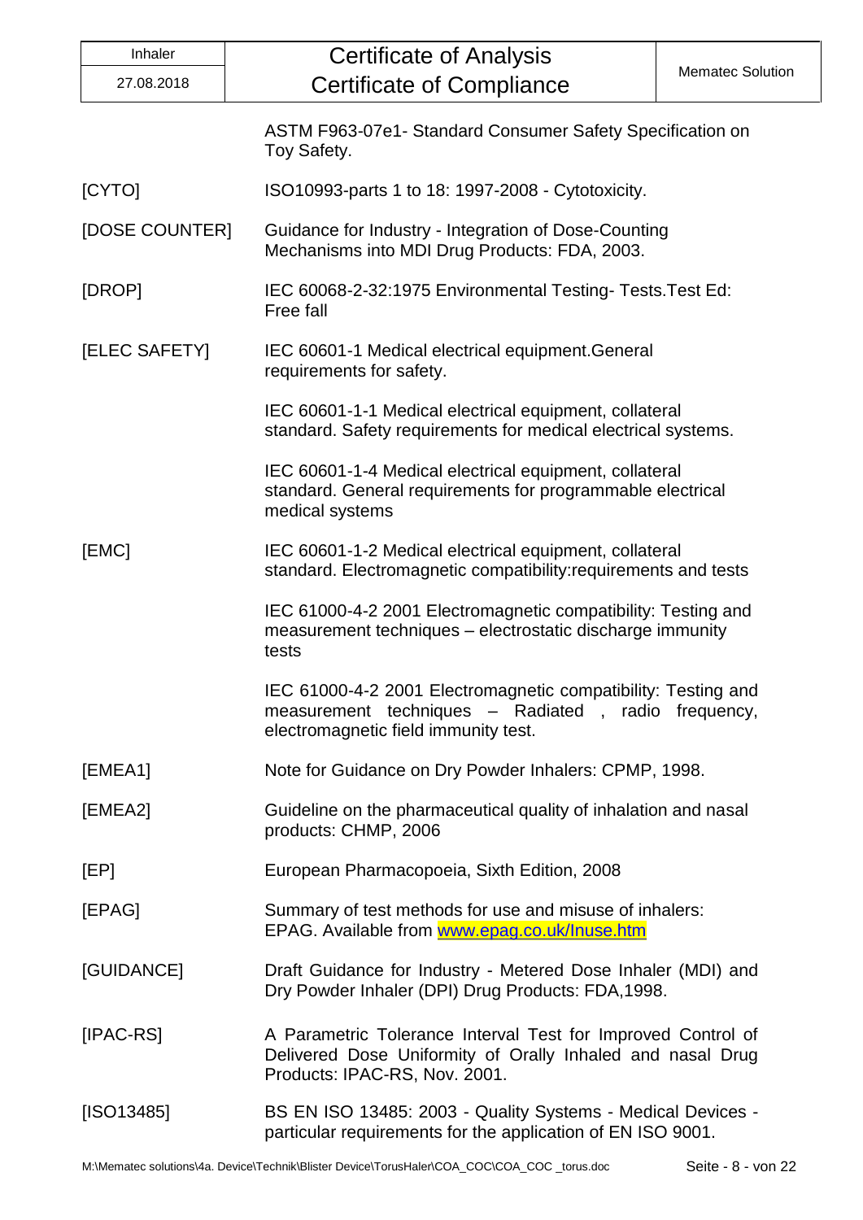| | |
|---|---|
| | ASTM F963-07e1- Standard Consumer Safety Specification on Toy Safety. |
| [CYTO] | ISO10993-parts 1 to 18: 1997-2008 - Cytotoxicity. |
| [DOSE COUNTER] | Guidance for Industry - Integration of Dose-Counting Mechanisms into MDI Drug Products: FDA, 2003. |
| [DROP] | IEC 60068-2-32:1975 Environmental Testing- Tests.Test Ed: Free fall |
| [ELEC SAFETY] | IEC 60601-1 Medical electrical equipment.General requirements for safety. |
| | IEC 60601-1-1 Medical electrical equipment, collateral standard. Safety requirements for medical electrical systems. |
| | IEC 60601-1-4 Medical electrical equipment, collateral standard. General requirements for programmable electrical medical systems |
| [EMC] | IEC 60601-1-2 Medical electrical equipment, collateral standard. Electromagnetic compatibility:requirements and tests |
| | IEC 61000-4-2 2001 Electromagnetic compatibility: Testing and measurement techniques – electrostatic discharge immunity tests |
| | IEC 61000-4-2 2001 Electromagnetic compatibility: Testing and measurement techniques – Radiated , radio frequency, electromagnetic field immunity test. |
| [EMEA1] | Note for Guidance on Dry Powder Inhalers: CPMP, 1998. |
| [EMEA2] | Guideline on the pharmaceutical quality of inhalation and nasal products: CHMP, 2006 |
| [EP] | European Pharmacopoeia, Sixth Edition, 2008 |
| [EPAG] | Summary of test methods for use and misuse of inhalers: EPAG. Available from www.epag.co.uk/Inuse.htm |
| [GUIDANCE] | Draft Guidance for Industry - Metered Dose Inhaler (MDI) and Dry Powder Inhaler (DPI) Drug Products: FDA,1998. |
| [IPAC-RS] | A Parametric Tolerance Interval Test for Improved Control of Delivered Dose Uniformity of Orally Inhaled and nasal Drug Products: IPAC-RS, Nov. 2001. |
| [ISO13485] | BS EN ISO 13485: 2003 - Quality Systems - Medical Devices - particular requirements for the application of EN ISO 9001. |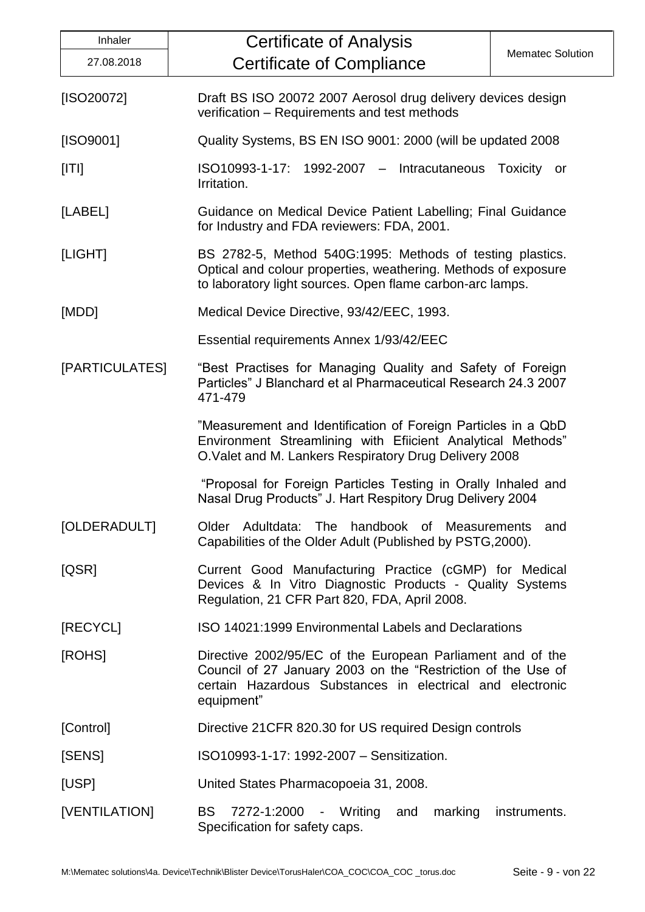| | |
|---|---|
| [ISO20072] | Draft BS ISO 20072 2007 Aerosol drug delivery devices design verification – Requirements and test methods |
| [ISO9001] | Quality Systems, BS EN ISO 9001: 2000 (will be updated 2008 |
| [ITI] | ISO10993-1-17: 1992-2007 – Intracutaneous Toxicity or Irritation. |
| [LABEL] | Guidance on Medical Device Patient Labelling; Final Guidance for Industry and FDA reviewers: FDA, 2001. |
| [LIGHT] | BS 2782-5, Method 540G:1995: Methods of testing plastics. Optical and colour properties, weathering. Methods of exposure to laboratory light sources. Open flame carbon-arc lamps. |
| [MDD] | Medical Device Directive, 93/42/EEC, 1993. |
| | Essential requirements Annex 1/93/42/EEC |
| [PARTICULATES] | "Best Practises for Managing Quality and Safety of Foreign Particles" J Blanchard et al Pharmaceutical Research 24.3 2007 471-479 |
| | "Measurement and Identification of Foreign Particles in a QbD Environment Streamlining with Efiicient Analytical Methods" O.Valet and M. Lankers Respiratory Drug Delivery 2008 |
| | "Proposal for Foreign Particles Testing in Orally Inhaled and Nasal Drug Products" J. Hart Respitory Drug Delivery 2004 |
| [OLDERADULT] | Older Adultdata: The handbook of Measurements and Capabilities of the Older Adult (Published by PSTG,2000). |
| [QSR] | Current Good Manufacturing Practice (cGMP) for Medical Devices & In Vitro Diagnostic Products - Quality Systems Regulation, 21 CFR Part 820, FDA, April 2008. |
| [RECYCL] | ISO 14021:1999 Environmental Labels and Declarations |
| [ROHS] | Directive 2002/95/EC of the European Parliament and of the Council of 27 January 2003 on the "Restriction of the Use of certain Hazardous Substances in electrical and electronic equipment" |
| [Control] | Directive 21CFR 820.30 for US required Design controls |
| [SENS] | ISO10993-1-17: 1992-2007 – Sensitization. |
| [USP] | United States Pharmacopoeia 31, 2008. |
| [VENTILATION] | BS 7272-1:2000 - Writing and marking instruments. Specification for safety caps. |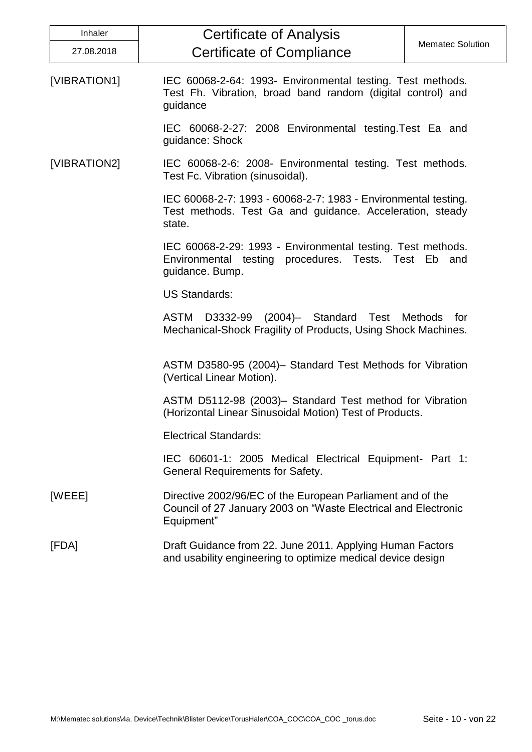[VIBRATION1] IEC 60068-2-64: 1993- Environmental testing. Test methods. Test Fh. Vibration, broad band random (digital control) and guidance

IEC 60068-2-27: 2008 Environmental testing.Test Ea and guidance: Shock

[VIBRATION2] IEC 60068-2-6: 2008- Environmental testing. Test methods. Test Fc. Vibration (sinusoidal).

IEC 60068-2-7: 1993 - 60068-2-7: 1983 - Environmental testing. Test methods. Test Ga and guidance. Acceleration, steady state.

IEC 60068-2-29: 1993 - Environmental testing. Test methods. Environmental testing procedures. Tests. Test Eb and guidance. Bump.

US Standards:

ASTM D3332-99 (2004)– Standard Test Methods for Mechanical-Shock Fragility of Products, Using Shock Machines.

ASTM D3580-95 (2004)– Standard Test Methods for Vibration (Vertical Linear Motion).

ASTM D5112-98 (2003)– Standard Test method for Vibration (Horizontal Linear Sinusoidal Motion) Test of Products.

Electrical Standards:

IEC 60601-1: 2005 Medical Electrical Equipment- Part 1: General Requirements for Safety.

[WEEE] Directive 2002/96/EC of the European Parliament and of the Council of 27 January 2003 on “Waste Electrical and Electronic Equipment”

[FDA] Draft Guidance from 22. June 2011. Applying Human Factors and usability engineering to optimize medical device design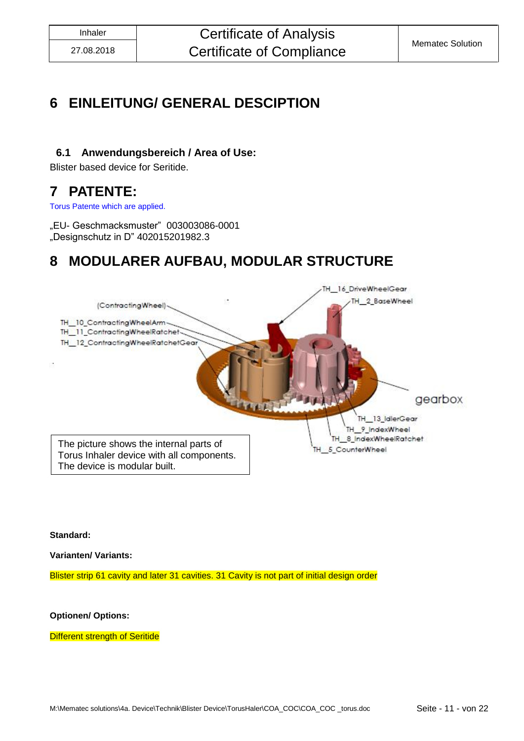# 6 EINLEITUNG/ GENERAL DESCIPTION

## 6.1 Anwendungsbereich / Area of Use:

Blister based device for Seritide.

# 7 PATENTE:

Torus Patente which are applied.

„EU- Geschmacksmuster" 003003086-0001
„Designschutz in D" 402015201982.3

# 8 MODULARER AUFBAU, MODULAR STRUCTURE

(ContractingWheel)

TH_10_ContractingWheelArm
TH_11_ContractingWheelRatchet
TH_12_ContractingWheelRatchetGear
TH_16_DriveWheelGear
TH_2_BaseWheel
gearbox
TH_13_IdlerGear
TH_9_IndexWheel
TH_8_IndexWheelRatchet
TH_5_CounterWheel

The picture shows the internal parts of Torus Inhaler device with all components. The device is modular built.

**Standard:**

**Varianten/ Variants:**

Blister strip 61 cavity and later 31 cavities. 31 Cavity is not part of initial design order

**Optionen/ Options:**

Different strength of Seritide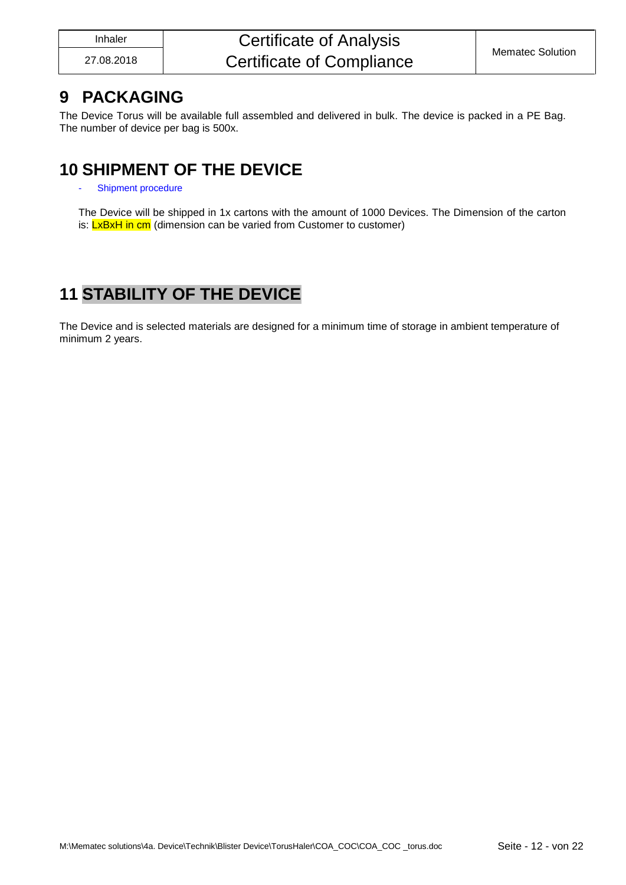# 9 PACKAGING

The Device Torus will be available full assembled and delivered in bulk. The device is packed in a PE Bag. The number of device per bag is 500x.

# 10 SHIPMENT OF THE DEVICE

- Shipment procedure

The Device will be shipped in 1x cartons with the amount of 1000 Devices. The Dimension of the carton is: LxBxH in cm (dimension can be varied from Customer to customer)

# 11 STABILITY OF THE DEVICE

The Device and is selected materials are designed for a minimum time of storage in ambient temperature of minimum 2 years.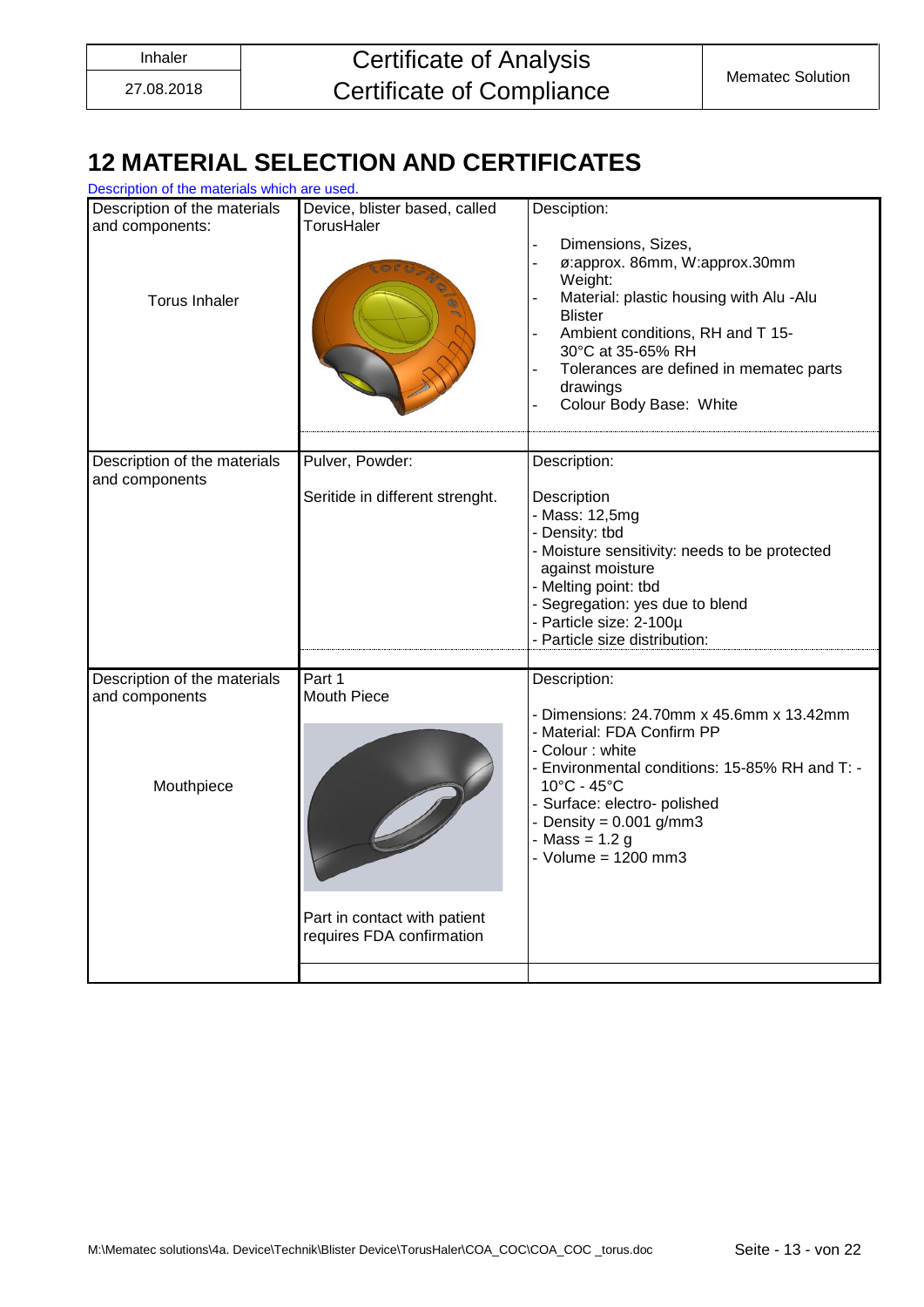## 12 MATERIAL SELECTION AND CERTIFICATES

Description of the materials which are used.

| Description of the materials and components: | Device, blister based, called TorusHaler | Desciption: |
| --- | --- | --- |
| Torus Inhaler | | - Dimensions, Sizes,<br>- ø:approx. 86mm, W:approx.30mm Weight:<br>- Material: plastic housing with Alu -Alu Blister<br>- Ambient conditions, RH and T 15-30°C at 35-65% RH<br>- Tolerances are defined in mematec parts drawings<br>- Colour Body Base: White |
| Description of the materials and components | Pulver, Powder:<br><br>Seritide in different strenght. | Description:<br><br>Description<br>- Mass: 12,5mg<br>- Density: tbd<br>- Moisture sensitivity: needs to be protected against moisture<br>- Melting point: tbd<br>- Segregation: yes due to blend<br>- Particle size: 2-100µ<br>- Particle size distribution: |
| Description of the materials and components<br><br>Mouthpiece | Part 1<br>Mouth Piece<br><br>Part in contact with patient requires FDA confirmation | Description:<br><br>- Dimensions: 24.70mm x 45.6mm x 13.42mm<br>- Material: FDA Confirm PP<br>- Colour : white<br>- Environmental conditions: 15-85% RH and T: -10°C - 45°C<br>- Surface: electro- polished<br>- Density = 0.001 g/mm3<br>- Mass = 1.2 g<br>- Volume = 1200 mm3 |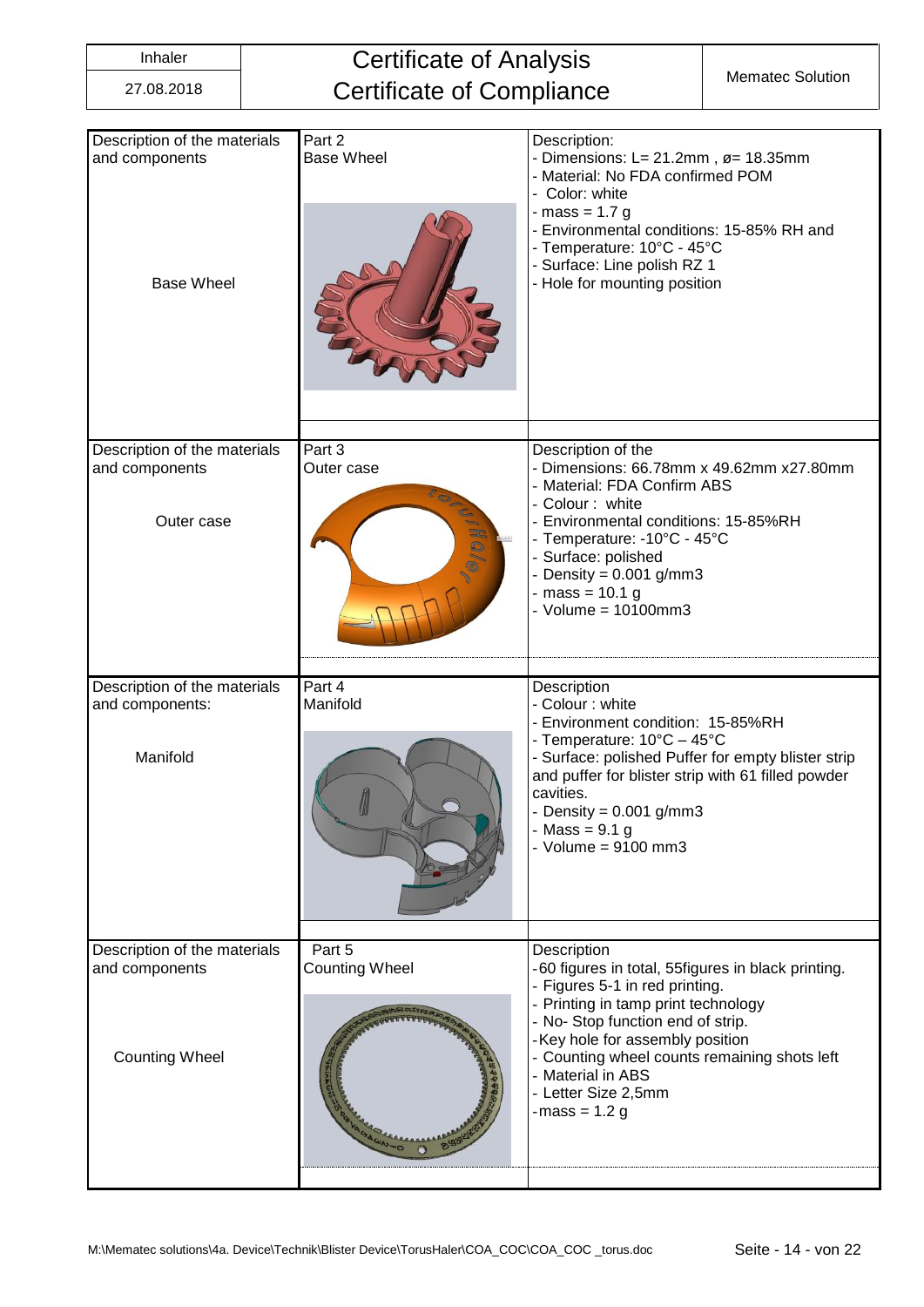| Inhaler | Certificate of Analysis<br>Certificate of Compliance | Mematec Solution |
|---|---|---|
| 27.08.2018 | | |

| Description of the materials and components | Part | Description |
|---|---|---|
| Description of the materials and components<br><br>Base Wheel | Part 2<br>Base Wheel | Description:<br>- Dimensions: L= 21.2mm , ø= 18.35mm<br>- Material: No FDA confirmed POM<br>- Color: white<br>- mass = 1.7 g<br>- Environmental conditions: 15-85% RH and<br>- Temperature: 10°C - 45°C<br>- Surface: Line polish RZ 1<br>- Hole for mounting position |
| Description of the materials and components<br><br>Outer case | Part 3<br>Outer case | Description of the<br>- Dimensions: 66.78mm x 49.62mm x27.80mm<br>- Material: FDA Confirm ABS<br>- Colour : white<br>- Environmental conditions: 15-85%RH<br>- Temperature: -10°C - 45°C<br>- Surface: polished<br>- Density = 0.001 g/mm3<br>- mass = 10.1 g<br>- Volume = 10100mm3 |
| Description of the materials and components:<br><br>Manifold | Part 4<br>Manifold | Description<br>- Colour : white<br>- Environment condition: 15-85%RH<br>- Temperature: 10°C – 45°C<br>- Surface: polished Puffer for empty blister strip and puffer for blister strip with 61 filled powder cavities.<br>- Density = 0.001 g/mm3<br>- Mass = 9.1 g<br>- Volume = 9100 mm3 |
| Description of the materials and components<br><br>Counting Wheel | Part 5<br>Counting Wheel | Description<br>-60 figures in total, 55figures in black printing.<br>- Figures 5-1 in red printing.<br>- Printing in tamp print technology<br>- No- Stop function end of strip.<br>-Key hole for assembly position<br>- Counting wheel counts remaining shots left<br>- Material in ABS<br>- Letter Size 2,5mm<br>-mass = 1.2 g |

M:\Mematec solutions\4a. Device\Technik\Blister Device\TorusHaler\COA_COC\COA_COC _torus.doc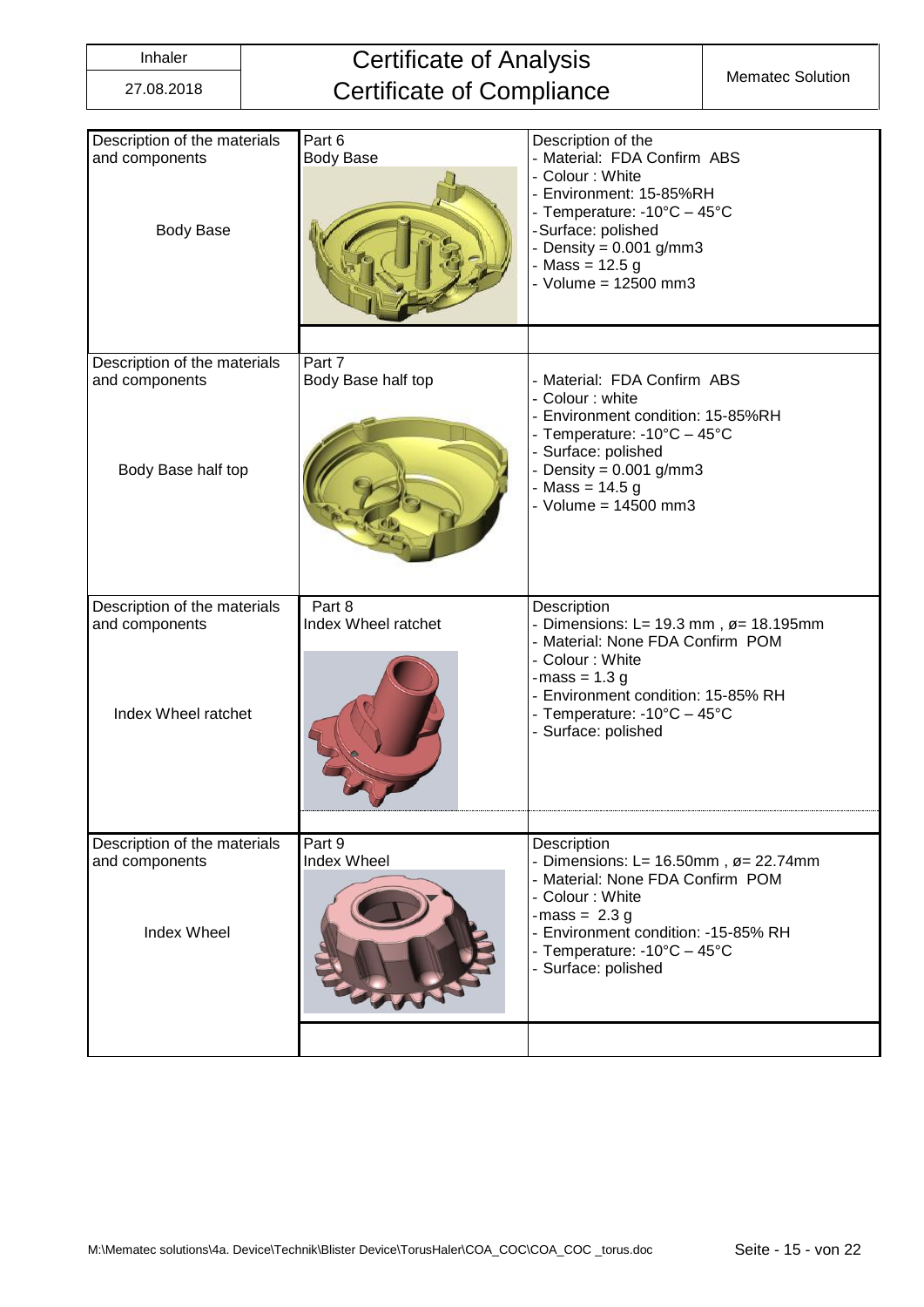| Description of the materials and components | Part | Description |
|---|---|---|
| Body Base | Part 6<br>Body Base | Description of the<br>- Material: FDA Confirm ABS<br>- Colour : White<br>- Environment: 15-85%RH<br>- Temperature: -10°C – 45°C<br>-Surface: polished<br>- Density = 0.001 g/mm3<br>- Mass = 12.5 g<br>- Volume = 12500 mm3 |
| Body Base half top | Part 7<br>Body Base half top | - Material: FDA Confirm ABS<br>- Colour : white<br>- Environment condition: 15-85%RH<br>- Temperature: -10°C – 45°C<br>- Surface: polished<br>- Density = 0.001 g/mm3<br>- Mass = 14.5 g<br>- Volume = 14500 mm3 |
| Index Wheel ratchet | Part 8<br>Index Wheel ratchet | Description<br>- Dimensions: L= 19.3 mm , ø= 18.195mm<br>- Material: None FDA Confirm POM<br>- Colour : White<br>-mass = 1.3 g<br>- Environment condition: 15-85% RH<br>- Temperature: -10°C – 45°C<br>- Surface: polished |
| Index Wheel | Part 9<br>Index Wheel | Description<br>- Dimensions: L= 16.50mm , ø= 22.74mm<br>- Material: None FDA Confirm POM<br>- Colour : White<br>-mass = 2.3 g<br>- Environment condition: -15-85% RH<br>- Temperature: -10°C – 45°C<br>- Surface: polished |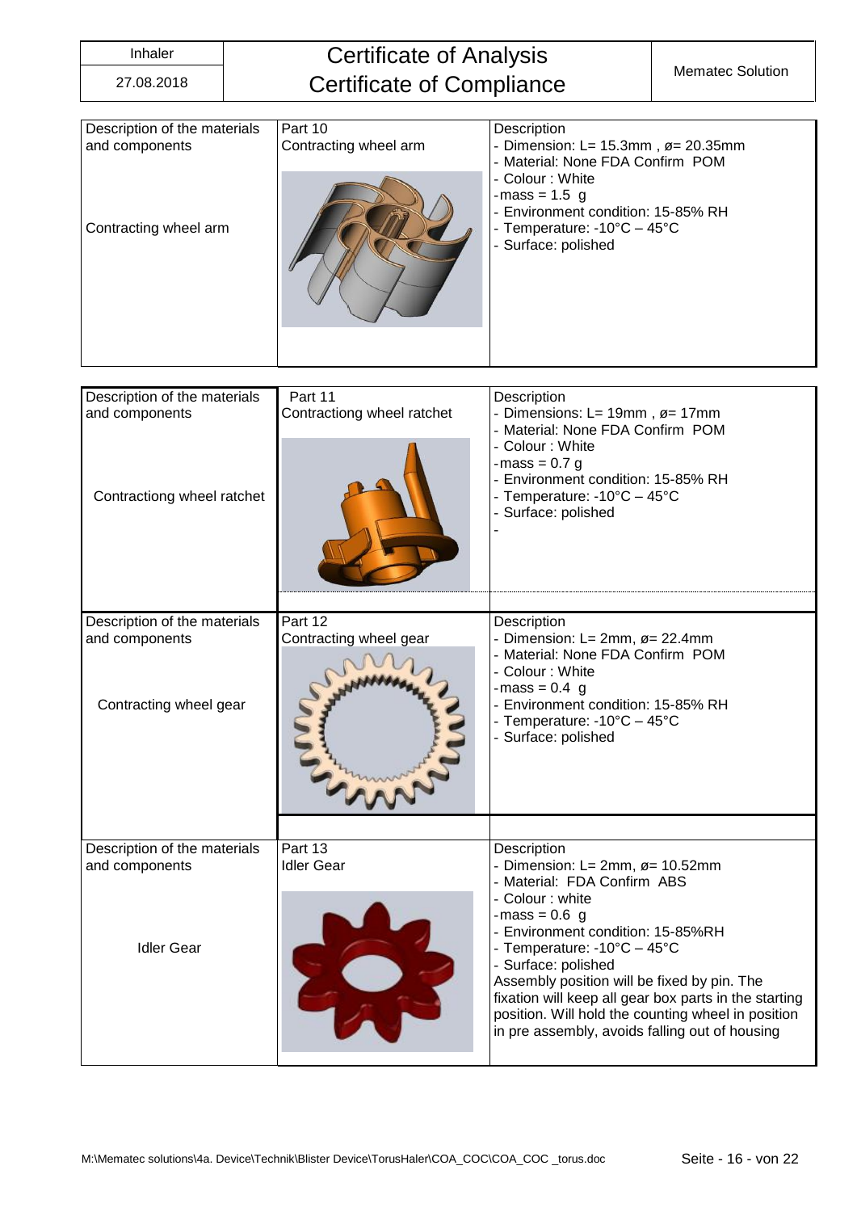| Inhaler | Certificate of Analysis<br>Certificate of Compliance | Mematec Solution |
|---|---|---|
| 27.08.2018 | | |

| Description of the materials and components | Part 10 | Description |
|---|---|---|
| Contracting wheel arm | Contracting wheel arm | - Dimension: L= 15.3mm , ø= 20.35mm<br>- Material: None FDA Confirm POM<br>- Colour : White<br>-mass = 1.5 g<br>- Environment condition: 15-85% RH<br>- Temperature: -10°C – 45°C<br>- Surface: polished |

| Description of the materials and components | Part 11 | Description |
|---|---|---|
| Contractiong wheel ratchet | Contractiong wheel ratchet | - Dimensions: L= 19mm , ø= 17mm<br>- Material: None FDA Confirm POM<br>- Colour : White<br>-mass = 0.7 g<br>- Environment condition: 15-85% RH<br>- Temperature: -10°C – 45°C<br>- Surface: polished<br>- |

| Description of the materials and components | Part 12 | Description |
|---|---|---|
| Contracting wheel gear | Contracting wheel gear | - Dimension: L= 2mm, ø= 22.4mm<br>- Material: None FDA Confirm POM<br>- Colour : White<br>-mass = 0.4 g<br>- Environment condition: 15-85% RH<br>- Temperature: -10°C – 45°C<br>- Surface: polished |

| Description of the materials and components | Part 13 | Description |
|---|---|---|
| Idler Gear | Idler Gear | - Dimension: L= 2mm, ø= 10.52mm<br>- Material: FDA Confirm ABS<br>- Colour : white<br>-mass = 0.6 g<br>- Environment condition: 15-85%RH<br>- Temperature: -10°C – 45°C<br>- Surface: polished<br>Assembly position will be fixed by pin. The fixation will keep all gear box parts in the starting position. Will hold the counting wheel in position in pre assembly, avoids falling out of housing |

M:\Mematec solutions\4a. Device\Technik\Blister Device\TorusHaler\COA_COC\COA_COC _torus.doc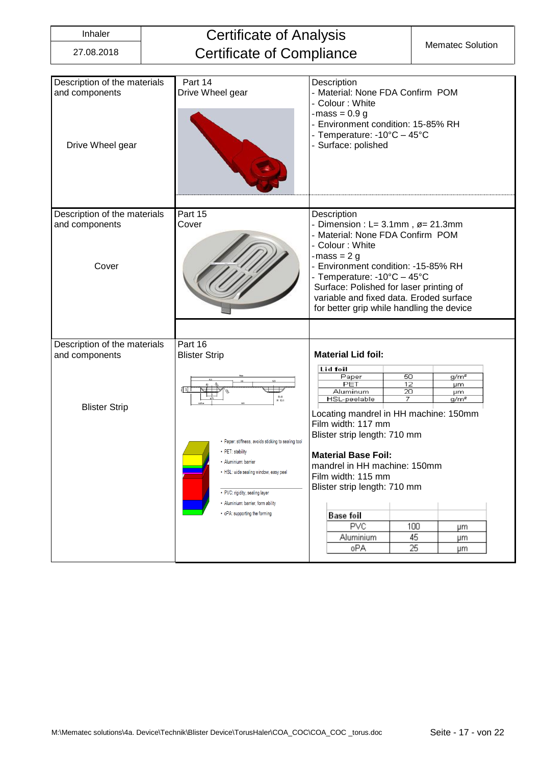| Inhaler | Certificate of Analysis<br>Certificate of Compliance | Mematec Solution |
|---|---|---|
| 27.08.2018 | | |

| Description of the materials and components | | Description |
|---|---|---|
| Drive Wheel gear | Part 14<br>Drive Wheel gear | - Material: None FDA Confirm POM<br>- Colour : White<br>-mass = 0.9 g<br>- Environment condition: 15-85% RH<br>- Temperature: -10°C – 45°C<br>- Surface: polished |
| Cover | Part 15<br>Cover | - Dimension : L= 3.1mm , ø= 21.3mm<br>- Material: None FDA Confirm POM<br>- Colour : White<br>-mass = 2 g<br>- Environment condition: -15-85% RH<br>- Temperature: -10°C – 45°C<br>Surface: Polished for laser printing of variable and fixed data. Eroded surface for better grip while handling the device |
| Blister Strip | Part 16<br>Blister Strip<br>• Paper: stiffness, avoids sticking to sealing tool<br>• PET: stability<br>• Aluminium: barrier<br>• HSL: wide sealing window, easy peel<br>• PVC: rigidity, sealing layer<br>• Aluminium: barrier, form ability<br>• oPA: supporting the forming | **Material Lid foil:**<br>Locating mandrel in HH machine: 150mm<br>Film width: 117 mm<br>Blister strip length: 710 mm<br>**Material Base Foil:**<br>mandrel in HH machine: 150mm<br>Film width: 115 mm<br>Blister strip length: 710 mm |

**Lid foil**

| Lid foil | | |
|---|---|---|
| Paper | 50 | g/m² |
| PET | 12 | µm |
| Aluminum | 20 | µm |
| HSL-peelable | 7 | g/m² |

**Base foil**

| Base foil | | |
|---|---|---|
| PVC | 100 | µm |
| Aluminium | 45 | µm |
| oPA | 25 | µm |

M:\Mematec solutions\4a. Device\Technik\Blister Device\TorusHaler\COA_COC\COA_COC _torus.doc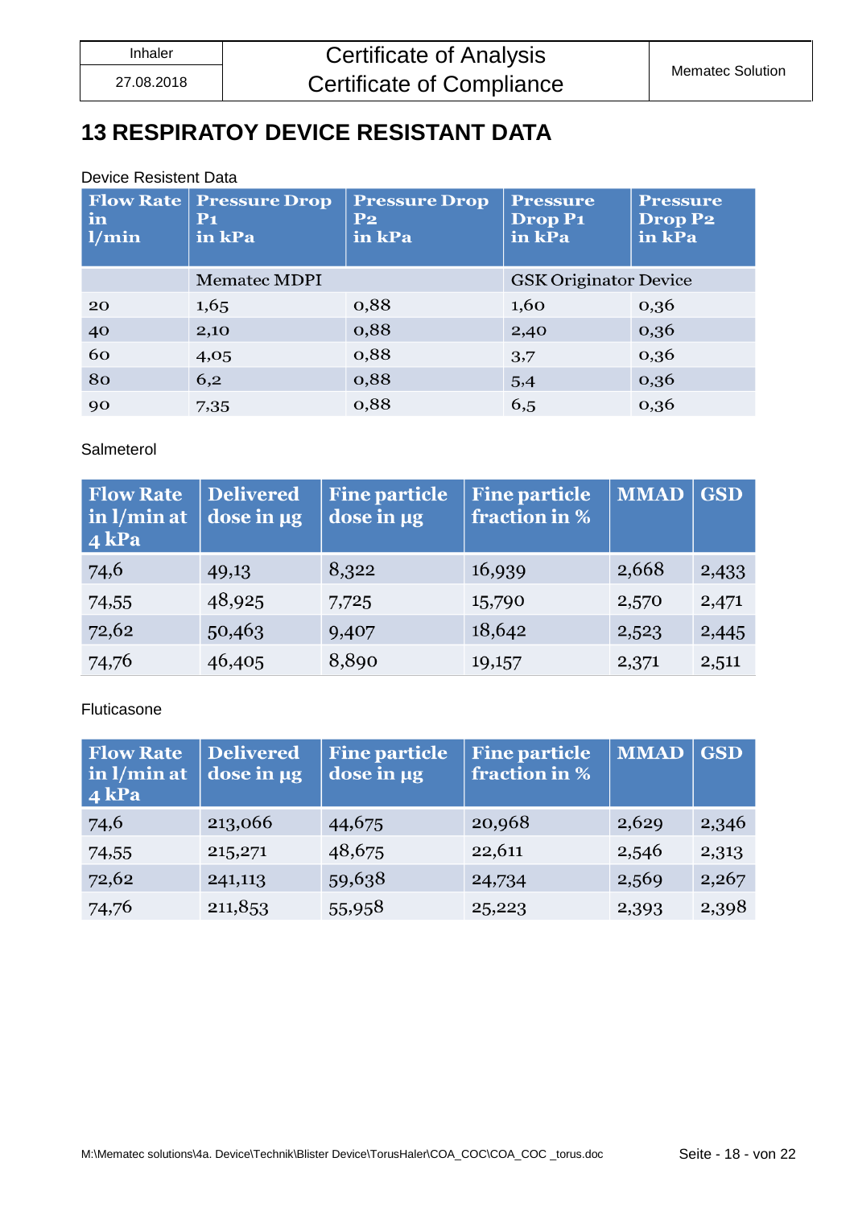# 13 RESPIRATOY DEVICE RESISTANT DATA

Device Resistent Data

| Flow Rate in l/min | Pressure Drop P1 in kPa | Pressure Drop P2 in kPa | Pressure Drop P1 in kPa | Pressure Drop P2 in kPa |
|---|---|---|---|---|
| | Mematec MDPI | | GSK Originator Device | |
| 20 | 1,65 | 0,88 | 1,60 | 0,36 |
| 40 | 2,10 | 0,88 | 2,40 | 0,36 |
| 60 | 4,05 | 0,88 | 3,7 | 0,36 |
| 80 | 6,2 | 0,88 | 5,4 | 0,36 |
| 90 | 7,35 | 0,88 | 6,5 | 0,36 |

Salmeterol

| Flow Rate in l/min at 4 kPa | Delivered dose in µg | Fine particle dose in µg | Fine particle fraction in % | MMAD | GSD |
|---|---|---|---|---|---|
| 74,6 | 49,13 | 8,322 | 16,939 | 2,668 | 2,433 |
| 74,55 | 48,925 | 7,725 | 15,790 | 2,570 | 2,471 |
| 72,62 | 50,463 | 9,407 | 18,642 | 2,523 | 2,445 |
| 74,76 | 46,405 | 8,890 | 19,157 | 2,371 | 2,511 |

Fluticasone

| Flow Rate in l/min at 4 kPa | Delivered dose in µg | Fine particle dose in µg | Fine particle fraction in % | MMAD | GSD |
|---|---|---|---|---|---|
| 74,6 | 213,066 | 44,675 | 20,968 | 2,629 | 2,346 |
| 74,55 | 215,271 | 48,675 | 22,611 | 2,546 | 2,313 |
| 72,62 | 241,113 | 59,638 | 24,734 | 2,569 | 2,267 |
| 74,76 | 211,853 | 55,958 | 25,223 | 2,393 | 2,398 |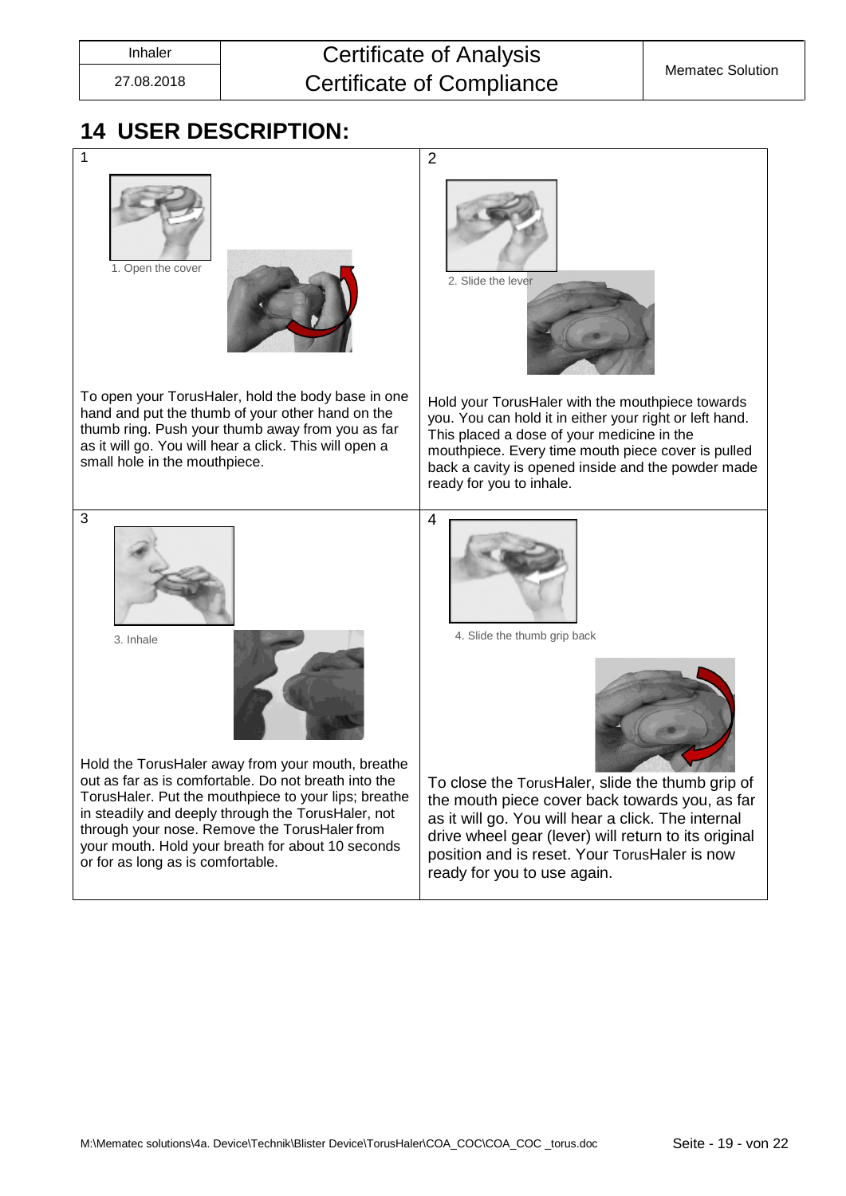# 14 USER DESCRIPTION:

**1**

1. Open the cover

To open your TorusHaler, hold the body base in one hand and put the thumb of your other hand on the thumb ring. Push your thumb away from you as far as it will go. You will hear a click. This will open a small hole in the mouthpiece.

**2**

2. Slide the lever

Hold your TorusHaler with the mouthpiece towards you. You can hold it in either your right or left hand. This placed a dose of your medicine in the mouthpiece. Every time mouth piece cover is pulled back a cavity is opened inside and the powder made ready for you to inhale.

**3**

3. Inhale

Hold the TorusHaler away from your mouth, breathe out as far as is comfortable. Do not breath into the TorusHaler. Put the mouthpiece to your lips; breathe in steadily and deeply through the TorusHaler, not through your nose. Remove the TorusHaler from your mouth. Hold your breath for about 10 seconds or for as long as is comfortable.

**4**

4. Slide the thumb grip back

To close the TorusHaler, slide the thumb grip of the mouth piece cover back towards you, as far as it will go. You will hear a click. The internal drive wheel gear (lever) will return to its original position and is reset. Your TorusHaler is now ready for you to use again.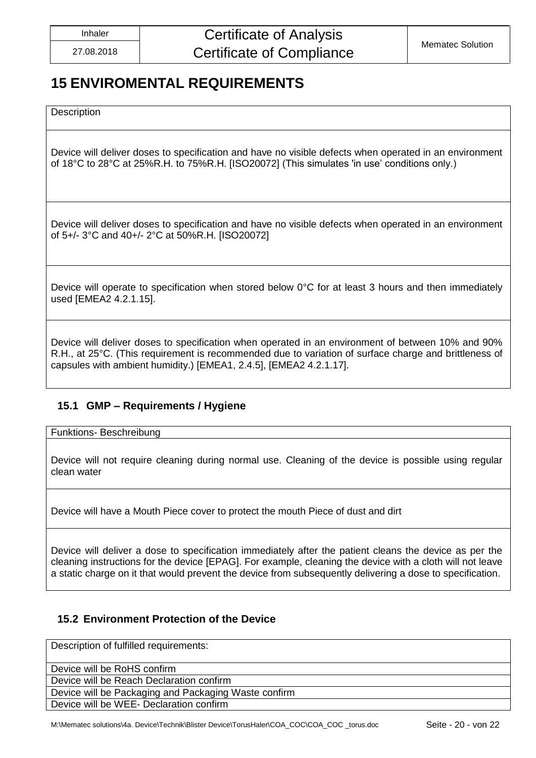# 15 ENVIROMENTAL REQUIREMENTS

| Description |
| --- |
| Device will deliver doses to specification and have no visible defects when operated in an environment of 18°C to 28°C at 25%R.H. to 75%R.H. [ISO20072] (This simulates 'in use' conditions only.) |
| Device will deliver doses to specification and have no visible defects when operated in an environment of 5+/- 3°C and 40+/- 2°C at 50%R.H. [ISO20072] |
| Device will operate to specification when stored below 0°C for at least 3 hours and then immediately used [EMEA2 4.2.1.15]. |
| Device will deliver doses to specification when operated in an environment of between 10% and 90% R.H., at 25°C. (This requirement is recommended due to variation of surface charge and brittleness of capsules with ambient humidity.) [EMEA1, 2.4.5], [EMEA2 4.2.1.17]. |

## 15.1 GMP – Requirements / Hygiene

| Funktions- Beschreibung |
| --- |
| Device will not require cleaning during normal use. Cleaning of the device is possible using regular clean water |
| Device will have a Mouth Piece cover to protect the mouth Piece of dust and dirt |
| Device will deliver a dose to specification immediately after the patient cleans the device as per the cleaning instructions for the device [EPAG]. For example, cleaning the device with a cloth will not leave a static charge on it that would prevent the device from subsequently delivering a dose to specification. |

## 15.2 Environment Protection of the Device

| Description of fulfilled requirements: |
| --- |
| Device will be RoHS confirm |
| Device will be Reach Declaration confirm |
| Device will be Packaging and Packaging Waste confirm |
| Device will be WEE- Declaration confirm |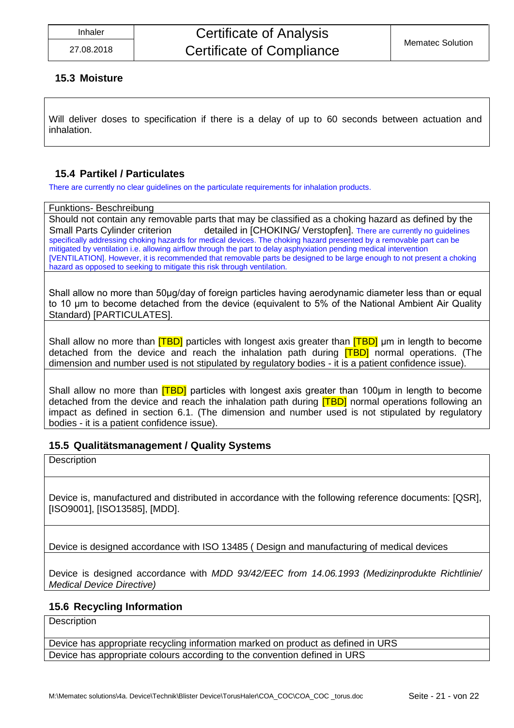## 15.3 Moisture

| Will deliver doses to specification if there is a delay of up to 60 seconds between actuation and inhalation. |
|---|

## 15.4 Partikel / Particulates

There are currently no clear guidelines on the particulate requirements for inhalation products.

| Funktions- Beschreibung |
|---|
| Should not contain any removable parts that may be classified as a choking hazard as defined by the Small Parts Cylinder criterion detailed in [CHOKING/ Verstopfen]. There are currently no guidelines specifically addressing choking hazards for medical devices. The choking hazard presented by a removable part can be mitigated by ventilation i.e. allowing airflow through the part to delay asphyxiation pending medical intervention [VENTILATION]. However, it is recommended that removable parts be designed to be large enough to not present a choking hazard as opposed to seeking to mitigate this risk through ventilation. |
| Shall allow no more than 50µg/day of foreign particles having aerodynamic diameter less than or equal to 10 µm to become detached from the device (equivalent to 5% of the National Ambient Air Quality Standard) [PARTICULATES]. |
| Shall allow no more than [TBD] particles with longest axis greater than [TBD] µm in length to become detached from the device and reach the inhalation path during [TBD] normal operations. (The dimension and number used is not stipulated by regulatory bodies - it is a patient confidence issue). |
| Shall allow no more than [TBD] particles with longest axis greater than 100µm in length to become detached from the device and reach the inhalation path during [TBD] normal operations following an impact as defined in section 6.1. (The dimension and number used is not stipulated by regulatory bodies - it is a patient confidence issue). |

## 15.5 Qualitätsmanagement / Quality Systems

| Description |
|---|
| Device is, manufactured and distributed in accordance with the following reference documents: [QSR], [ISO9001], [ISO13585], [MDD]. |
| Device is designed accordance with ISO 13485 ( Design and manufacturing of medical devices |
| Device is designed accordance with *MDD 93/42/EEC from 14.06.1993 (Medizinprodukte Richtlinie/ Medical Device Directive)* |

## 15.6 Recycling Information

| Description |
|---|
| Device has appropriate recycling information marked on product as defined in URS |
| Device has appropriate colours according to the convention defined in URS |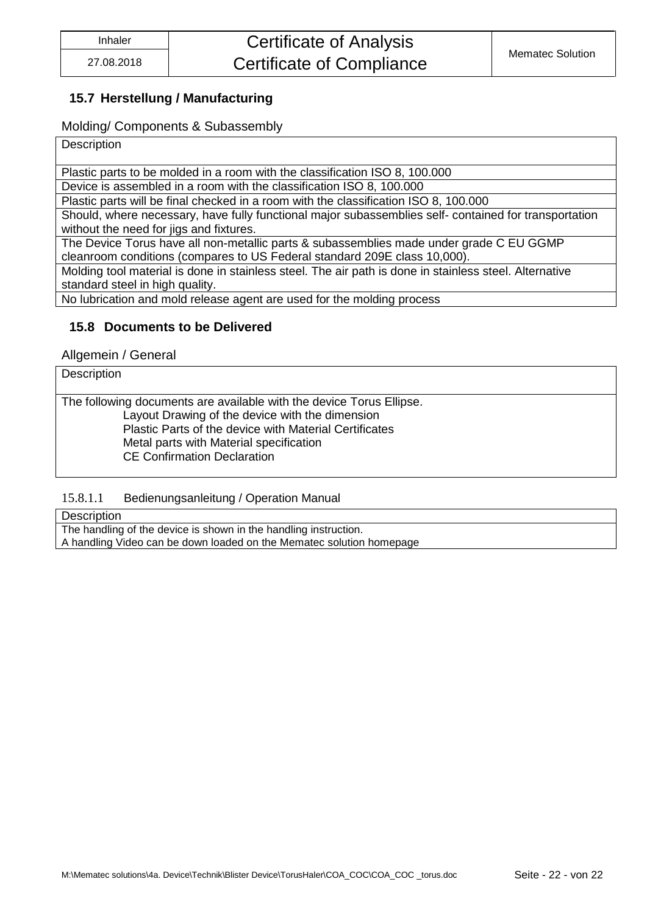## 15.7 Herstellung / Manufacturing

Molding/ Components & Subassembly

| Description |
|---|
| Plastic parts to be molded in a room with the classification ISO 8, 100.000 |
| Device is assembled in a room with the classification ISO 8, 100.000 |
| Plastic parts will be final checked in a room with the classification ISO 8, 100.000 |
| Should, where necessary, have fully functional major subassemblies self- contained for transportation without the need for jigs and fixtures. |
| The Device Torus have all non-metallic parts & subassemblies made under grade C EU GGMP cleanroom conditions (compares to US Federal standard 209E class 10,000). |
| Molding tool material is done in stainless steel. The air path is done in stainless steel. Alternative standard steel in high quality. |
| No lubrication and mold release agent are used for the molding process |

## 15.8 Documents to be Delivered

Allgemein / General

| Description |
|---|
| The following documents are available with the device Torus Ellipse.<br>Layout Drawing of the device with the dimension<br>Plastic Parts of the device with Material Certificates<br>Metal parts with Material specification<br>CE Confirmation Declaration |

### 15.8.1.1 Bedienungsanleitung / Operation Manual

| Description |
|---|
| The handling of the device is shown in the handling instruction.<br>A handling Video can be down loaded on the Mematec solution homepage |